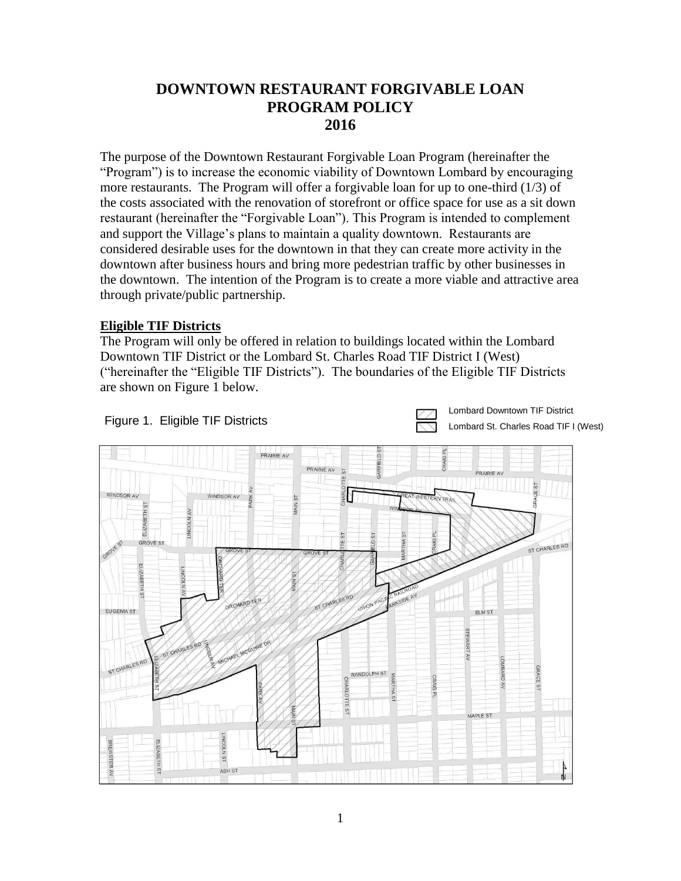# DOWNTOWN RESTAURANT FORGIVABLE LOAN PROGRAM POLICY 2016

The purpose of the Downtown Restaurant Forgivable Loan Program (hereinafter the "Program") is to increase the economic viability of Downtown Lombard by encouraging more restaurants. The Program will offer a forgivable loan for up to one-third (1/3) of the costs associated with the renovation of storefront or office space for use as a sit down restaurant (hereinafter the "Forgivable Loan"). This Program is intended to complement and support the Village's plans to maintain a quality downtown. Restaurants are considered desirable uses for the downtown in that they can create more activity in the downtown after business hours and bring more pedestrian traffic by other businesses in the downtown. The intention of the Program is to create a more viable and attractive area through private/public partnership.

## Eligible TIF Districts

The Program will only be offered in relation to buildings located within the Lombard Downtown TIF District or the Lombard St. Charles Road TIF District I (West) ("hereinafter the "Eligible TIF Districts"). The boundaries of the Eligible TIF Districts are shown on Figure 1 below.

Figure 1. Eligible TIF Districts

Lombard Downtown TIF District

Lombard St. Charles Road TIF I (West)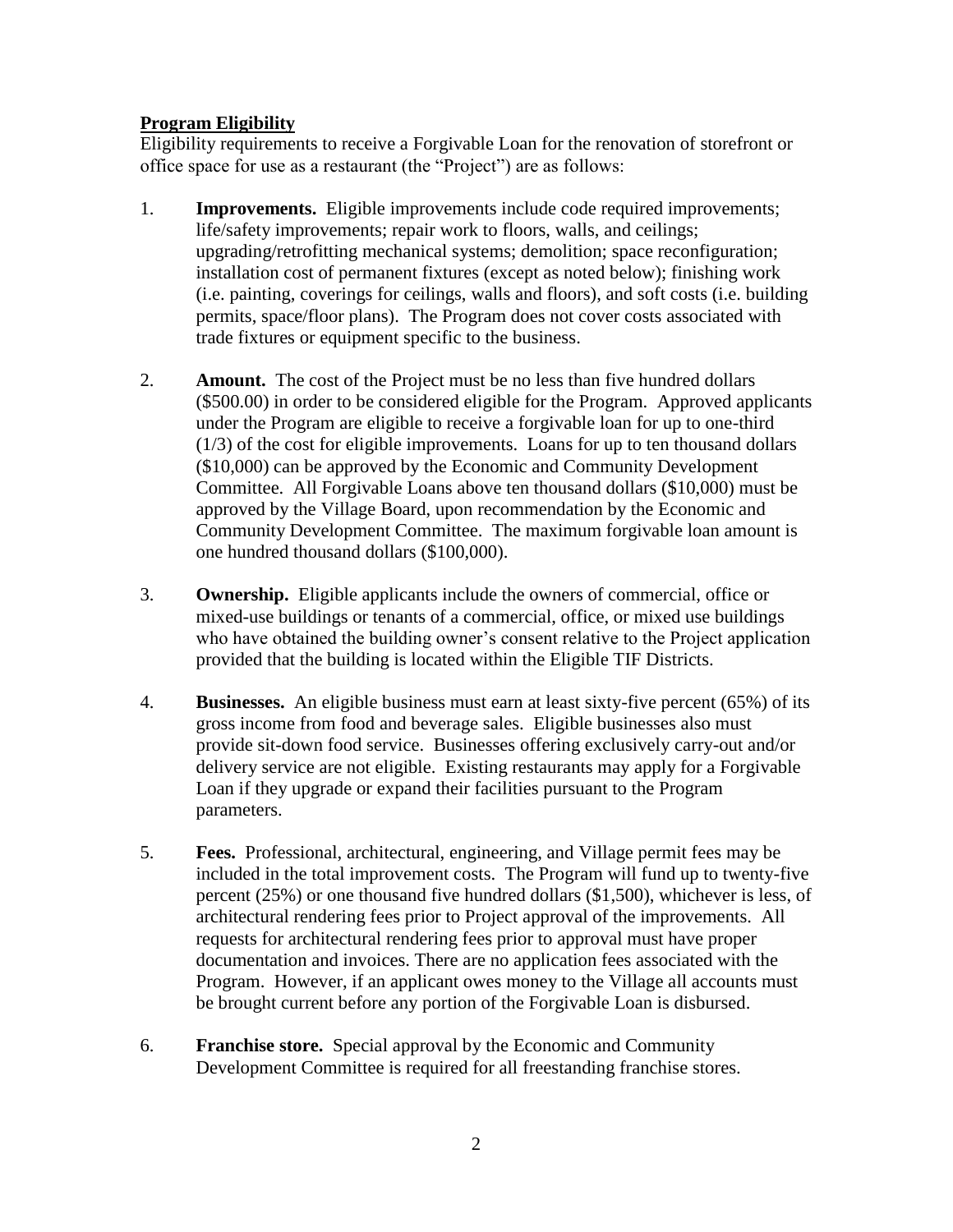**Program Eligibility**

Eligibility requirements to receive a Forgivable Loan for the renovation of storefront or office space for use as a restaurant (the "Project") are as follows:

1. **Improvements.** Eligible improvements include code required improvements; life/safety improvements; repair work to floors, walls, and ceilings; upgrading/retrofitting mechanical systems; demolition; space reconfiguration; installation cost of permanent fixtures (except as noted below); finishing work (i.e. painting, coverings for ceilings, walls and floors), and soft costs (i.e. building permits, space/floor plans). The Program does not cover costs associated with trade fixtures or equipment specific to the business.

2. **Amount.** The cost of the Project must be no less than five hundred dollars ($500.00) in order to be considered eligible for the Program. Approved applicants under the Program are eligible to receive a forgivable loan for up to one-third (1/3) of the cost for eligible improvements. Loans for up to ten thousand dollars ($10,000) can be approved by the Economic and Community Development Committee. All Forgivable Loans above ten thousand dollars ($10,000) must be approved by the Village Board, upon recommendation by the Economic and Community Development Committee. The maximum forgivable loan amount is one hundred thousand dollars ($100,000).

3. **Ownership.** Eligible applicants include the owners of commercial, office or mixed-use buildings or tenants of a commercial, office, or mixed use buildings who have obtained the building owner's consent relative to the Project application provided that the building is located within the Eligible TIF Districts.

4. **Businesses.** An eligible business must earn at least sixty-five percent (65%) of its gross income from food and beverage sales. Eligible businesses also must provide sit-down food service. Businesses offering exclusively carry-out and/or delivery service are not eligible. Existing restaurants may apply for a Forgivable Loan if they upgrade or expand their facilities pursuant to the Program parameters.

5. **Fees.** Professional, architectural, engineering, and Village permit fees may be included in the total improvement costs. The Program will fund up to twenty-five percent (25%) or one thousand five hundred dollars ($1,500), whichever is less, of architectural rendering fees prior to Project approval of the improvements. All requests for architectural rendering fees prior to approval must have proper documentation and invoices. There are no application fees associated with the Program. However, if an applicant owes money to the Village all accounts must be brought current before any portion of the Forgivable Loan is disbursed.

6. **Franchise store.** Special approval by the Economic and Community Development Committee is required for all freestanding franchise stores.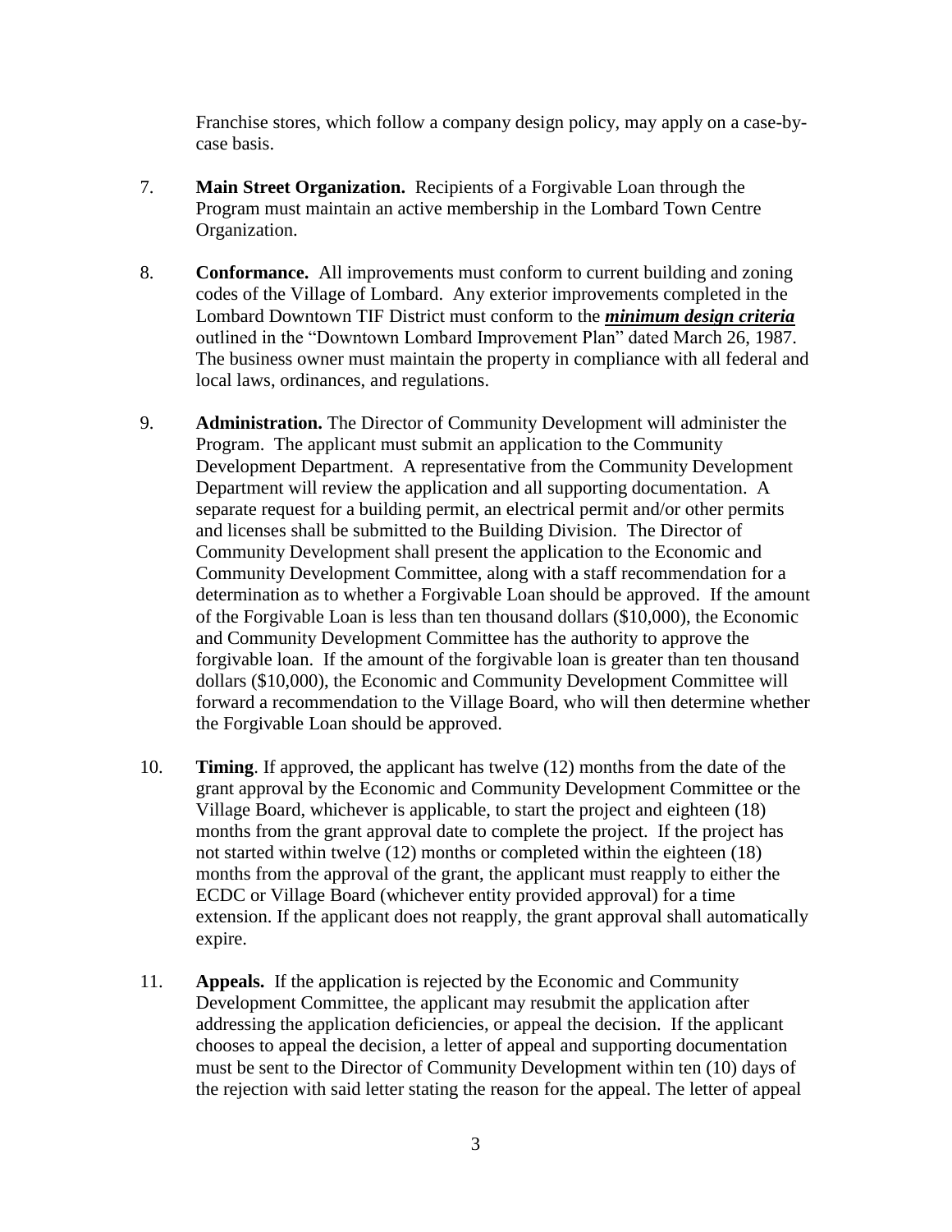Franchise stores, which follow a company design policy, may apply on a case-by-case basis.

7. **Main Street Organization.** Recipients of a Forgivable Loan through the Program must maintain an active membership in the Lombard Town Centre Organization.

8. **Conformance.** All improvements must conform to current building and zoning codes of the Village of Lombard. Any exterior improvements completed in the Lombard Downtown TIF District must conform to the ***minimum design criteria*** outlined in the "Downtown Lombard Improvement Plan" dated March 26, 1987. The business owner must maintain the property in compliance with all federal and local laws, ordinances, and regulations.

9. **Administration.** The Director of Community Development will administer the Program. The applicant must submit an application to the Community Development Department. A representative from the Community Development Department will review the application and all supporting documentation. A separate request for a building permit, an electrical permit and/or other permits and licenses shall be submitted to the Building Division. The Director of Community Development shall present the application to the Economic and Community Development Committee, along with a staff recommendation for a determination as to whether a Forgivable Loan should be approved. If the amount of the Forgivable Loan is less than ten thousand dollars ($10,000), the Economic and Community Development Committee has the authority to approve the forgivable loan. If the amount of the forgivable loan is greater than ten thousand dollars ($10,000), the Economic and Community Development Committee will forward a recommendation to the Village Board, who will then determine whether the Forgivable Loan should be approved.

10. **Timing**. If approved, the applicant has twelve (12) months from the date of the grant approval by the Economic and Community Development Committee or the Village Board, whichever is applicable, to start the project and eighteen (18) months from the grant approval date to complete the project. If the project has not started within twelve (12) months or completed within the eighteen (18) months from the approval of the grant, the applicant must reapply to either the ECDC or Village Board (whichever entity provided approval) for a time extension. If the applicant does not reapply, the grant approval shall automatically expire.

11. **Appeals.** If the application is rejected by the Economic and Community Development Committee, the applicant may resubmit the application after addressing the application deficiencies, or appeal the decision. If the applicant chooses to appeal the decision, a letter of appeal and supporting documentation must be sent to the Director of Community Development within ten (10) days of the rejection with said letter stating the reason for the appeal. The letter of appeal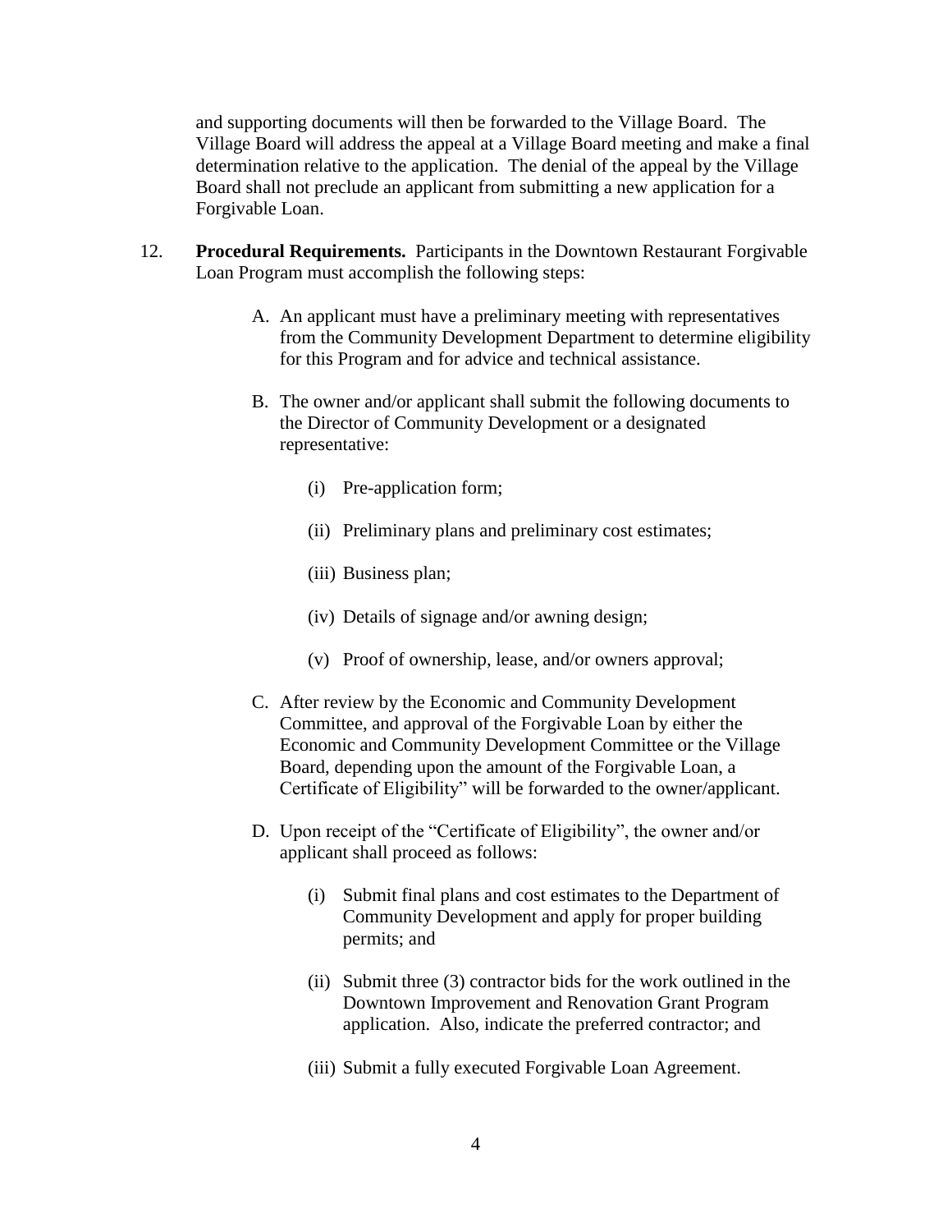and supporting documents will then be forwarded to the Village Board. The Village Board will address the appeal at a Village Board meeting and make a final determination relative to the application. The denial of the appeal by the Village Board shall not preclude an applicant from submitting a new application for a Forgivable Loan.

12. **Procedural Requirements.** Participants in the Downtown Restaurant Forgivable Loan Program must accomplish the following steps:

    A. An applicant must have a preliminary meeting with representatives from the Community Development Department to determine eligibility for this Program and for advice and technical assistance.

    B. The owner and/or applicant shall submit the following documents to the Director of Community Development or a designated representative:

        (i) Pre-application form;

        (ii) Preliminary plans and preliminary cost estimates;

        (iii) Business plan;

        (iv) Details of signage and/or awning design;

        (v) Proof of ownership, lease, and/or owners approval;

    C. After review by the Economic and Community Development Committee, and approval of the Forgivable Loan by either the Economic and Community Development Committee or the Village Board, depending upon the amount of the Forgivable Loan, a Certificate of Eligibility" will be forwarded to the owner/applicant.

    D. Upon receipt of the "Certificate of Eligibility", the owner and/or applicant shall proceed as follows:

        (i) Submit final plans and cost estimates to the Department of Community Development and apply for proper building permits; and

        (ii) Submit three (3) contractor bids for the work outlined in the Downtown Improvement and Renovation Grant Program application. Also, indicate the preferred contractor; and

        (iii) Submit a fully executed Forgivable Loan Agreement.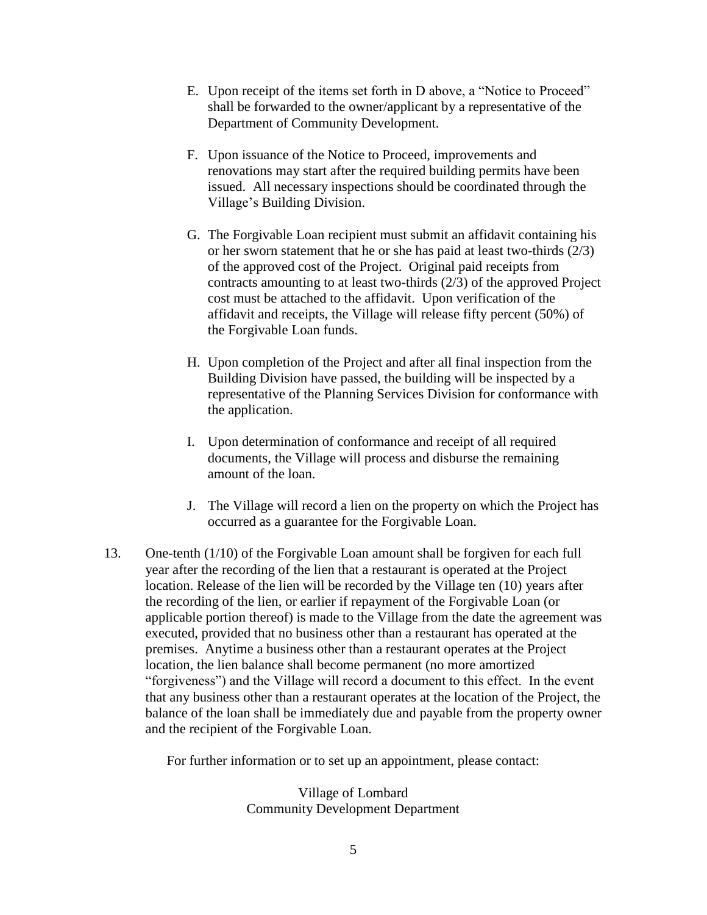E. Upon receipt of the items set forth in D above, a "Notice to Proceed" shall be forwarded to the owner/applicant by a representative of the Department of Community Development.

F. Upon issuance of the Notice to Proceed, improvements and renovations may start after the required building permits have been issued. All necessary inspections should be coordinated through the Village's Building Division.

G. The Forgivable Loan recipient must submit an affidavit containing his or her sworn statement that he or she has paid at least two-thirds (2/3) of the approved cost of the Project. Original paid receipts from contracts amounting to at least two-thirds (2/3) of the approved Project cost must be attached to the affidavit. Upon verification of the affidavit and receipts, the Village will release fifty percent (50%) of the Forgivable Loan funds.

H. Upon completion of the Project and after all final inspection from the Building Division have passed, the building will be inspected by a representative of the Planning Services Division for conformance with the application.

I. Upon determination of conformance and receipt of all required documents, the Village will process and disburse the remaining amount of the loan.

J. The Village will record a lien on the property on which the Project has occurred as a guarantee for the Forgivable Loan.

13. One-tenth (1/10) of the Forgivable Loan amount shall be forgiven for each full year after the recording of the lien that a restaurant is operated at the Project location. Release of the lien will be recorded by the Village ten (10) years after the recording of the lien, or earlier if repayment of the Forgivable Loan (or applicable portion thereof) is made to the Village from the date the agreement was executed, provided that no business other than a restaurant has operated at the premises. Anytime a business other than a restaurant operates at the Project location, the lien balance shall become permanent (no more amortized "forgiveness") and the Village will record a document to this effect. In the event that any business other than a restaurant operates at the location of the Project, the balance of the loan shall be immediately due and payable from the property owner and the recipient of the Forgivable Loan.

For further information or to set up an appointment, please contact:

Village of Lombard
Community Development Department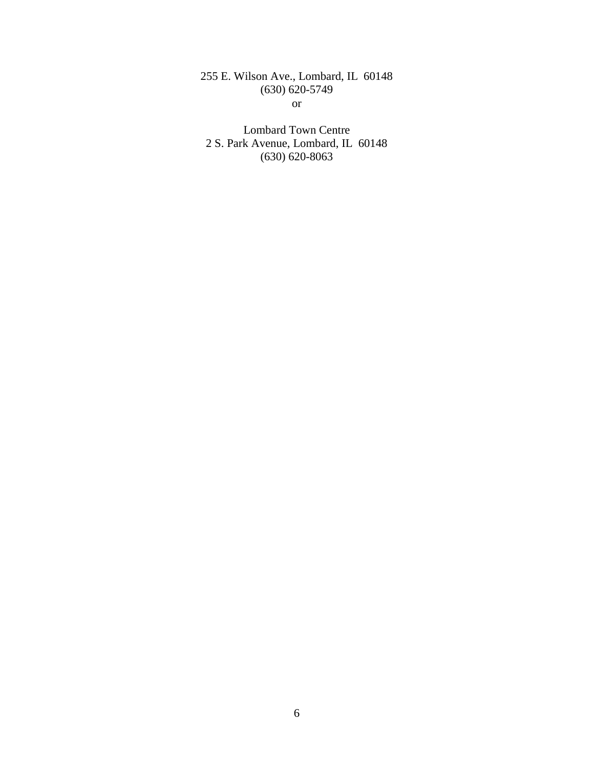255 E. Wilson Ave., Lombard, IL 60148
(630) 620-5749
or

Lombard Town Centre
2 S. Park Avenue, Lombard, IL 60148
(630) 620-8063